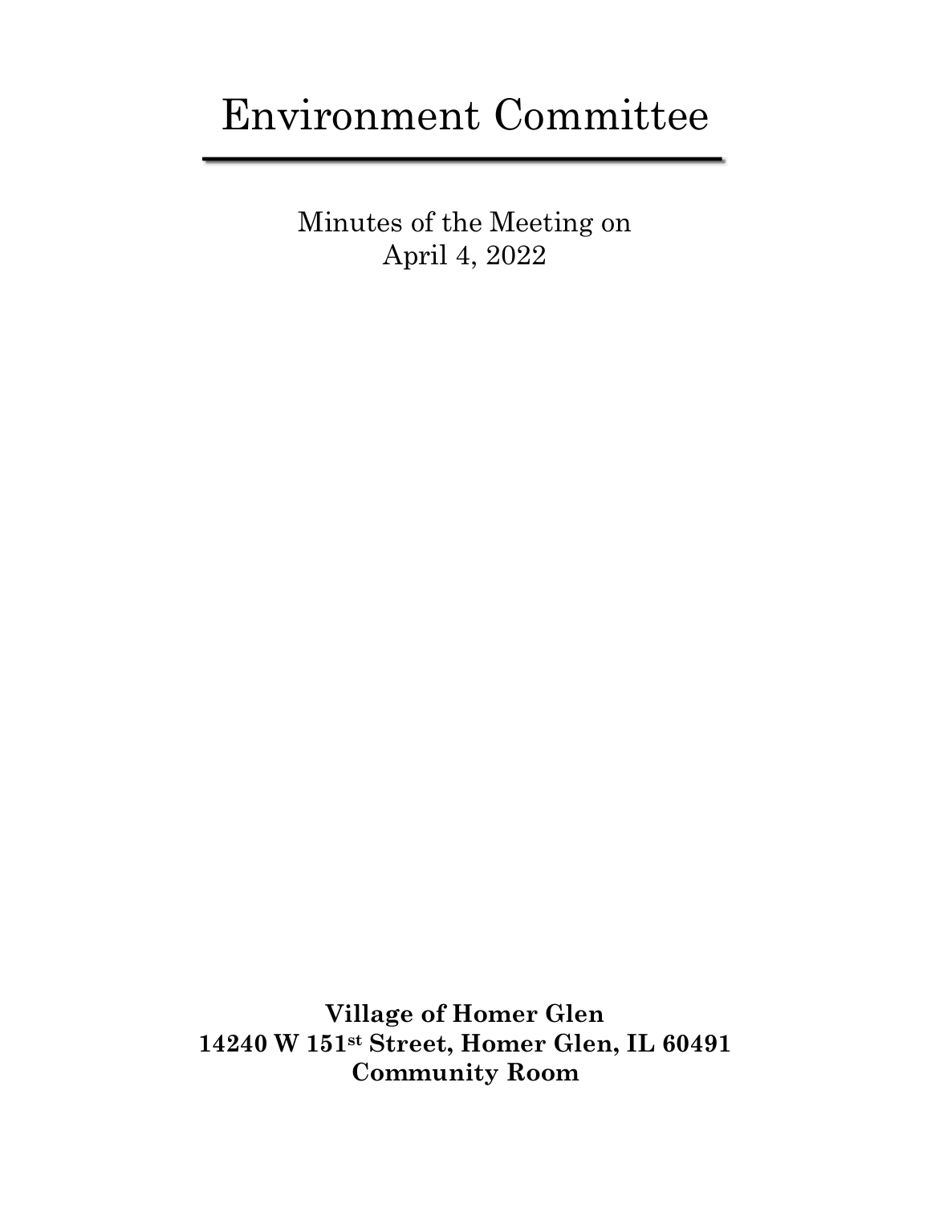# Environment Committee

Minutes of the Meeting on
April 4, 2022

**Village of Homer Glen**
**14240 W 151st Street, Homer Glen, IL 60491**
**Community Room**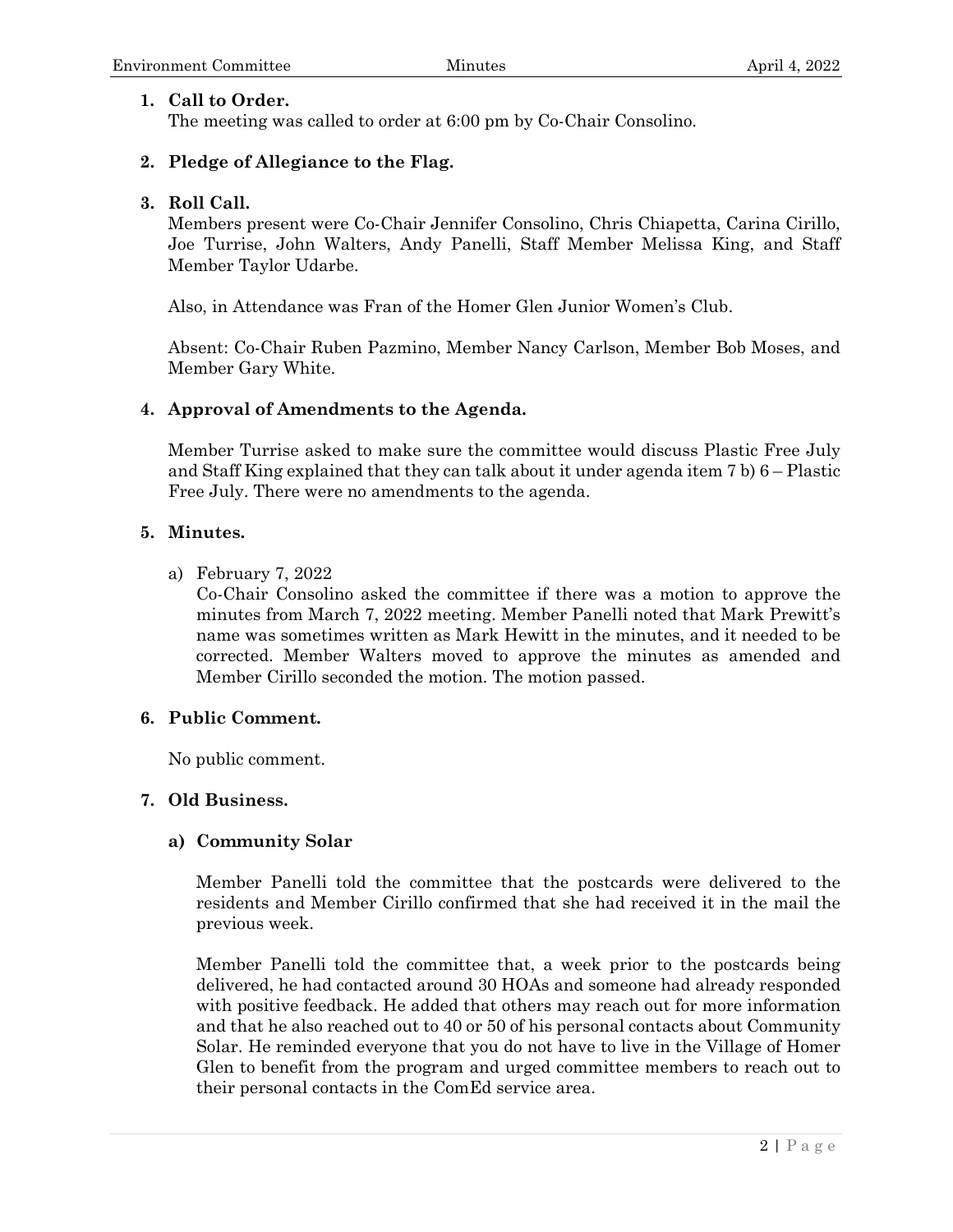1. **Call to Order.**
   The meeting was called to order at 6:00 pm by Co-Chair Consolino.

2. **Pledge of Allegiance to the Flag.**

3. **Roll Call.**
   Members present were Co-Chair Jennifer Consolino, Chris Chiapetta, Carina Cirillo, Joe Turrise, John Walters, Andy Panelli, Staff Member Melissa King, and Staff Member Taylor Udarbe.

   Also, in Attendance was Fran of the Homer Glen Junior Women's Club.

   Absent: Co-Chair Ruben Pazmino, Member Nancy Carlson, Member Bob Moses, and Member Gary White.

4. **Approval of Amendments to the Agenda.**

   Member Turrise asked to make sure the committee would discuss Plastic Free July and Staff King explained that they can talk about it under agenda item 7 b) 6 – Plastic Free July. There were no amendments to the agenda.

5. **Minutes.**

   a) February 7, 2022
   Co-Chair Consolino asked the committee if there was a motion to approve the minutes from March 7, 2022 meeting. Member Panelli noted that Mark Prewitt's name was sometimes written as Mark Hewitt in the minutes, and it needed to be corrected. Member Walters moved to approve the minutes as amended and Member Cirillo seconded the motion. The motion passed.

6. **Public Comment.**

   No public comment.

7. **Old Business.**

   **a) Community Solar**

   Member Panelli told the committee that the postcards were delivered to the residents and Member Cirillo confirmed that she had received it in the mail the previous week.

   Member Panelli told the committee that, a week prior to the postcards being delivered, he had contacted around 30 HOAs and someone had already responded with positive feedback. He added that others may reach out for more information and that he also reached out to 40 or 50 of his personal contacts about Community Solar. He reminded everyone that you do not have to live in the Village of Homer Glen to benefit from the program and urged committee members to reach out to their personal contacts in the ComEd service area.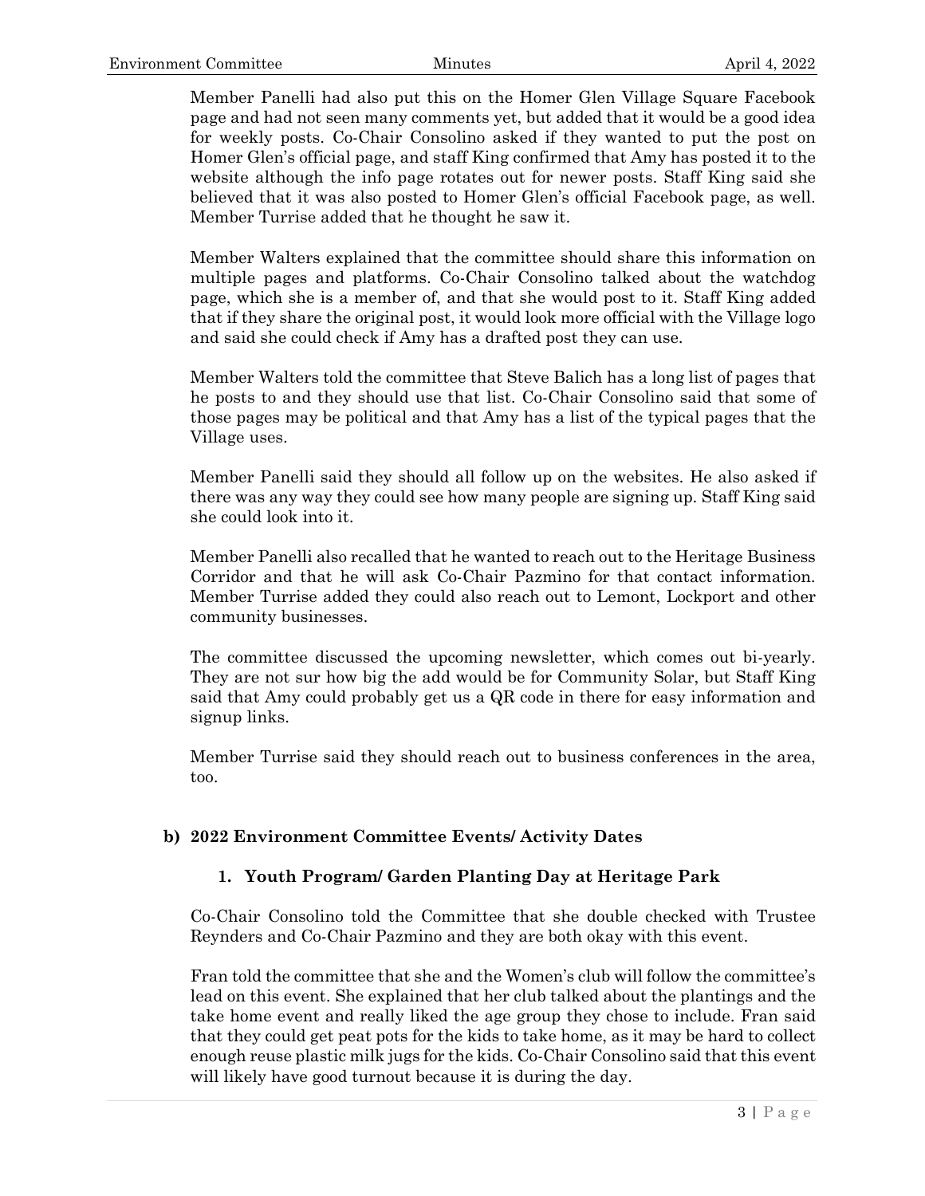Member Panelli had also put this on the Homer Glen Village Square Facebook page and had not seen many comments yet, but added that it would be a good idea for weekly posts. Co-Chair Consolino asked if they wanted to put the post on Homer Glen's official page, and staff King confirmed that Amy has posted it to the website although the info page rotates out for newer posts. Staff King said she believed that it was also posted to Homer Glen's official Facebook page, as well. Member Turrise added that he thought he saw it.

Member Walters explained that the committee should share this information on multiple pages and platforms. Co-Chair Consolino talked about the watchdog page, which she is a member of, and that she would post to it. Staff King added that if they share the original post, it would look more official with the Village logo and said she could check if Amy has a drafted post they can use.

Member Walters told the committee that Steve Balich has a long list of pages that he posts to and they should use that list. Co-Chair Consolino said that some of those pages may be political and that Amy has a list of the typical pages that the Village uses.

Member Panelli said they should all follow up on the websites. He also asked if there was any way they could see how many people are signing up. Staff King said she could look into it.

Member Panelli also recalled that he wanted to reach out to the Heritage Business Corridor and that he will ask Co-Chair Pazmino for that contact information. Member Turrise added they could also reach out to Lemont, Lockport and other community businesses.

The committee discussed the upcoming newsletter, which comes out bi-yearly. They are not sur how big the add would be for Community Solar, but Staff King said that Amy could probably get us a QR code in there for easy information and signup links.

Member Turrise said they should reach out to business conferences in the area, too.

### b) 2022 Environment Committee Events/ Activity Dates

#### 1. Youth Program/ Garden Planting Day at Heritage Park

Co-Chair Consolino told the Committee that she double checked with Trustee Reynders and Co-Chair Pazmino and they are both okay with this event.

Fran told the committee that she and the Women's club will follow the committee's lead on this event. She explained that her club talked about the plantings and the take home event and really liked the age group they chose to include. Fran said that they could get peat pots for the kids to take home, as it may be hard to collect enough reuse plastic milk jugs for the kids. Co-Chair Consolino said that this event will likely have good turnout because it is during the day.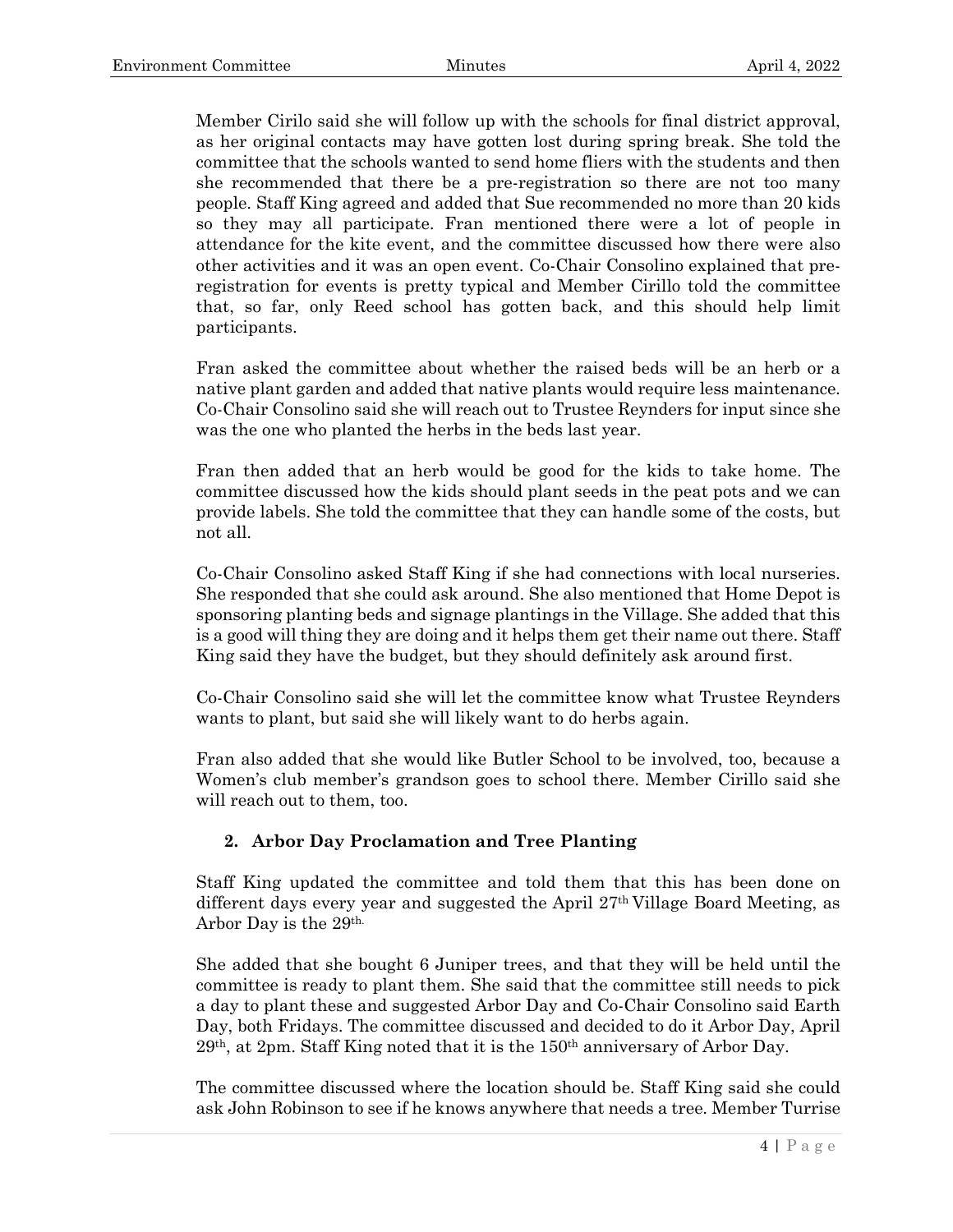Member Cirilo said she will follow up with the schools for final district approval, as her original contacts may have gotten lost during spring break. She told the committee that the schools wanted to send home fliers with the students and then she recommended that there be a pre-registration so there are not too many people. Staff King agreed and added that Sue recommended no more than 20 kids so they may all participate. Fran mentioned there were a lot of people in attendance for the kite event, and the committee discussed how there were also other activities and it was an open event. Co-Chair Consolino explained that pre-registration for events is pretty typical and Member Cirillo told the committee that, so far, only Reed school has gotten back, and this should help limit participants.

Fran asked the committee about whether the raised beds will be an herb or a native plant garden and added that native plants would require less maintenance. Co-Chair Consolino said she will reach out to Trustee Reynders for input since she was the one who planted the herbs in the beds last year.

Fran then added that an herb would be good for the kids to take home. The committee discussed how the kids should plant seeds in the peat pots and we can provide labels. She told the committee that they can handle some of the costs, but not all.

Co-Chair Consolino asked Staff King if she had connections with local nurseries. She responded that she could ask around. She also mentioned that Home Depot is sponsoring planting beds and signage plantings in the Village. She added that this is a good will thing they are doing and it helps them get their name out there. Staff King said they have the budget, but they should definitely ask around first.

Co-Chair Consolino said she will let the committee know what Trustee Reynders wants to plant, but said she will likely want to do herbs again.

Fran also added that she would like Butler School to be involved, too, because a Women's club member's grandson goes to school there. Member Cirillo said she will reach out to them, too.

### 2. Arbor Day Proclamation and Tree Planting

Staff King updated the committee and told them that this has been done on different days every year and suggested the April 27th Village Board Meeting, as Arbor Day is the 29th.

She added that she bought 6 Juniper trees, and that they will be held until the committee is ready to plant them. She said that the committee still needs to pick a day to plant these and suggested Arbor Day and Co-Chair Consolino said Earth Day, both Fridays. The committee discussed and decided to do it Arbor Day, April 29th, at 2pm. Staff King noted that it is the 150th anniversary of Arbor Day.

The committee discussed where the location should be. Staff King said she could ask John Robinson to see if he knows anywhere that needs a tree. Member Turrise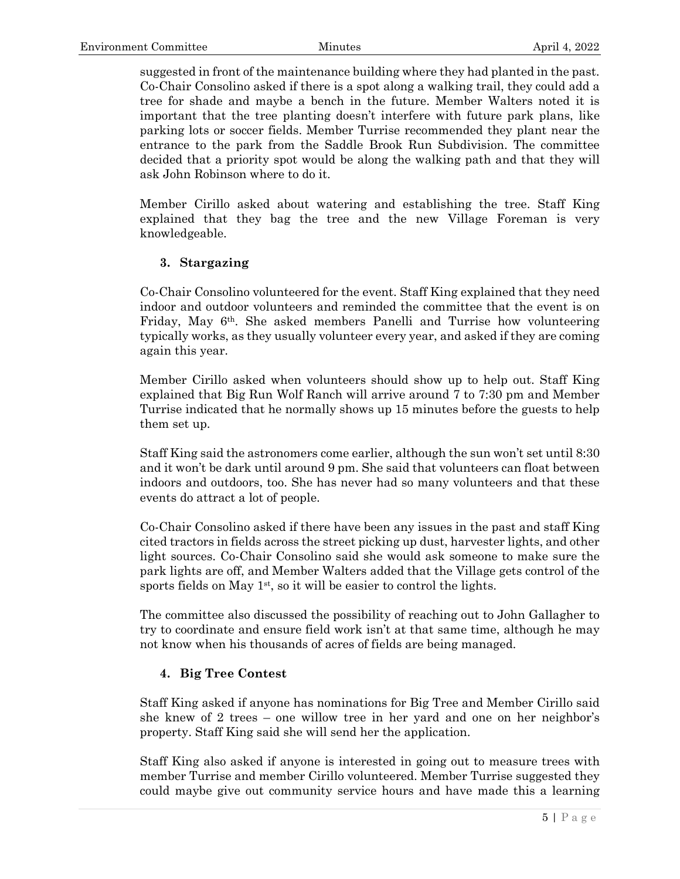suggested in front of the maintenance building where they had planted in the past. Co-Chair Consolino asked if there is a spot along a walking trail, they could add a tree for shade and maybe a bench in the future. Member Walters noted it is important that the tree planting doesn't interfere with future park plans, like parking lots or soccer fields. Member Turrise recommended they plant near the entrance to the park from the Saddle Brook Run Subdivision. The committee decided that a priority spot would be along the walking path and that they will ask John Robinson where to do it.

Member Cirillo asked about watering and establishing the tree. Staff King explained that they bag the tree and the new Village Foreman is very knowledgeable.

### 3. Stargazing

Co-Chair Consolino volunteered for the event. Staff King explained that they need indoor and outdoor volunteers and reminded the committee that the event is on Friday, May 6th. She asked members Panelli and Turrise how volunteering typically works, as they usually volunteer every year, and asked if they are coming again this year.

Member Cirillo asked when volunteers should show up to help out. Staff King explained that Big Run Wolf Ranch will arrive around 7 to 7:30 pm and Member Turrise indicated that he normally shows up 15 minutes before the guests to help them set up.

Staff King said the astronomers come earlier, although the sun won't set until 8:30 and it won't be dark until around 9 pm. She said that volunteers can float between indoors and outdoors, too. She has never had so many volunteers and that these events do attract a lot of people.

Co-Chair Consolino asked if there have been any issues in the past and staff King cited tractors in fields across the street picking up dust, harvester lights, and other light sources. Co-Chair Consolino said she would ask someone to make sure the park lights are off, and Member Walters added that the Village gets control of the sports fields on May 1st, so it will be easier to control the lights.

The committee also discussed the possibility of reaching out to John Gallagher to try to coordinate and ensure field work isn't at that same time, although he may not know when his thousands of acres of fields are being managed.

### 4. Big Tree Contest

Staff King asked if anyone has nominations for Big Tree and Member Cirillo said she knew of 2 trees – one willow tree in her yard and one on her neighbor's property. Staff King said she will send her the application.

Staff King also asked if anyone is interested in going out to measure trees with member Turrise and member Cirillo volunteered. Member Turrise suggested they could maybe give out community service hours and have made this a learning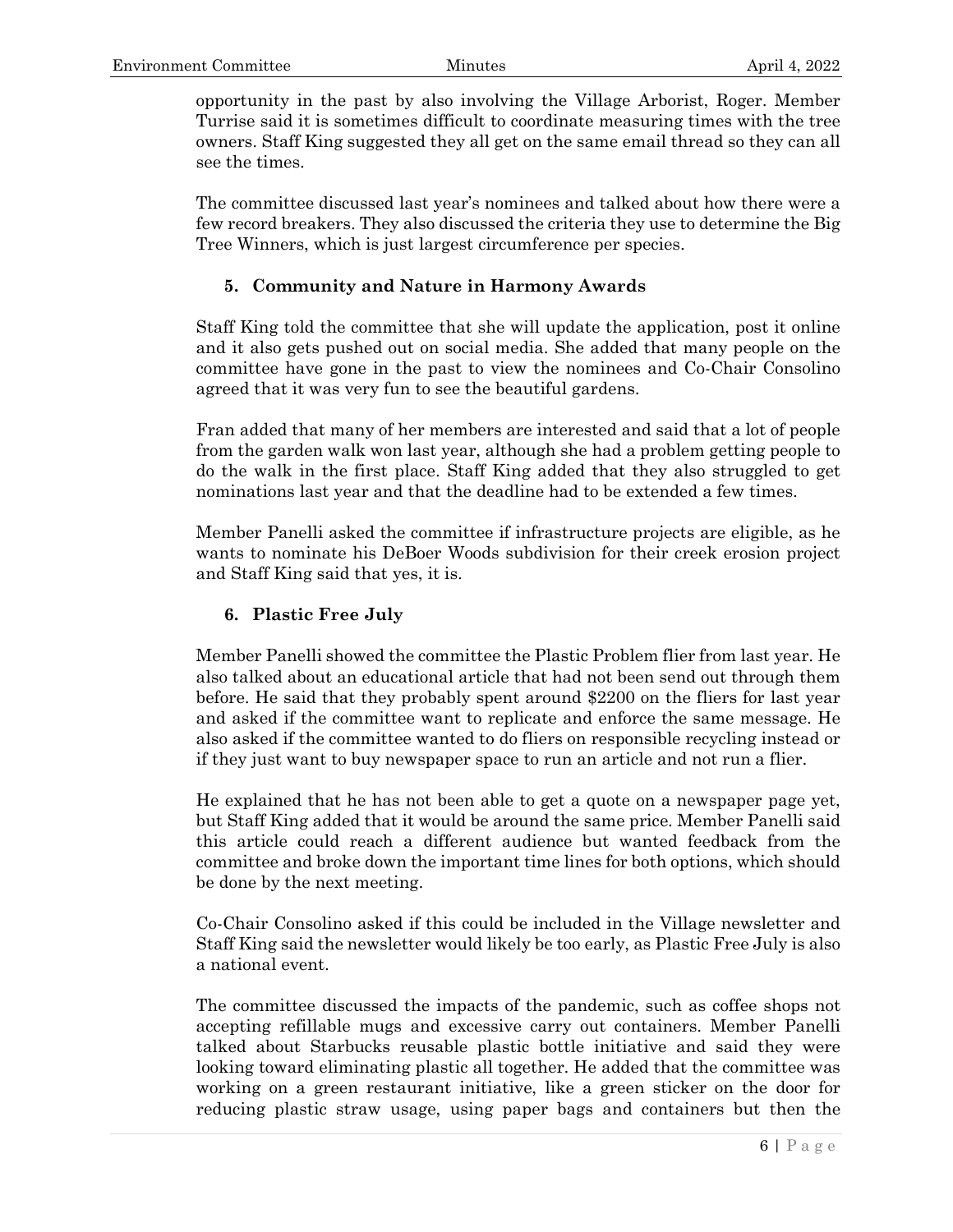opportunity in the past by also involving the Village Arborist, Roger. Member Turrise said it is sometimes difficult to coordinate measuring times with the tree owners. Staff King suggested they all get on the same email thread so they can all see the times.

The committee discussed last year's nominees and talked about how there were a few record breakers. They also discussed the criteria they use to determine the Big Tree Winners, which is just largest circumference per species.

### 5. Community and Nature in Harmony Awards

Staff King told the committee that she will update the application, post it online and it also gets pushed out on social media. She added that many people on the committee have gone in the past to view the nominees and Co-Chair Consolino agreed that it was very fun to see the beautiful gardens.

Fran added that many of her members are interested and said that a lot of people from the garden walk won last year, although she had a problem getting people to do the walk in the first place. Staff King added that they also struggled to get nominations last year and that the deadline had to be extended a few times.

Member Panelli asked the committee if infrastructure projects are eligible, as he wants to nominate his DeBoer Woods subdivision for their creek erosion project and Staff King said that yes, it is.

### 6. Plastic Free July

Member Panelli showed the committee the Plastic Problem flier from last year. He also talked about an educational article that had not been send out through them before. He said that they probably spent around $2200 on the fliers for last year and asked if the committee want to replicate and enforce the same message. He also asked if the committee wanted to do fliers on responsible recycling instead or if they just want to buy newspaper space to run an article and not run a flier.

He explained that he has not been able to get a quote on a newspaper page yet, but Staff King added that it would be around the same price. Member Panelli said this article could reach a different audience but wanted feedback from the committee and broke down the important time lines for both options, which should be done by the next meeting.

Co-Chair Consolino asked if this could be included in the Village newsletter and Staff King said the newsletter would likely be too early, as Plastic Free July is also a national event.

The committee discussed the impacts of the pandemic, such as coffee shops not accepting refillable mugs and excessive carry out containers. Member Panelli talked about Starbucks reusable plastic bottle initiative and said they were looking toward eliminating plastic all together. He added that the committee was working on a green restaurant initiative, like a green sticker on the door for reducing plastic straw usage, using paper bags and containers but then the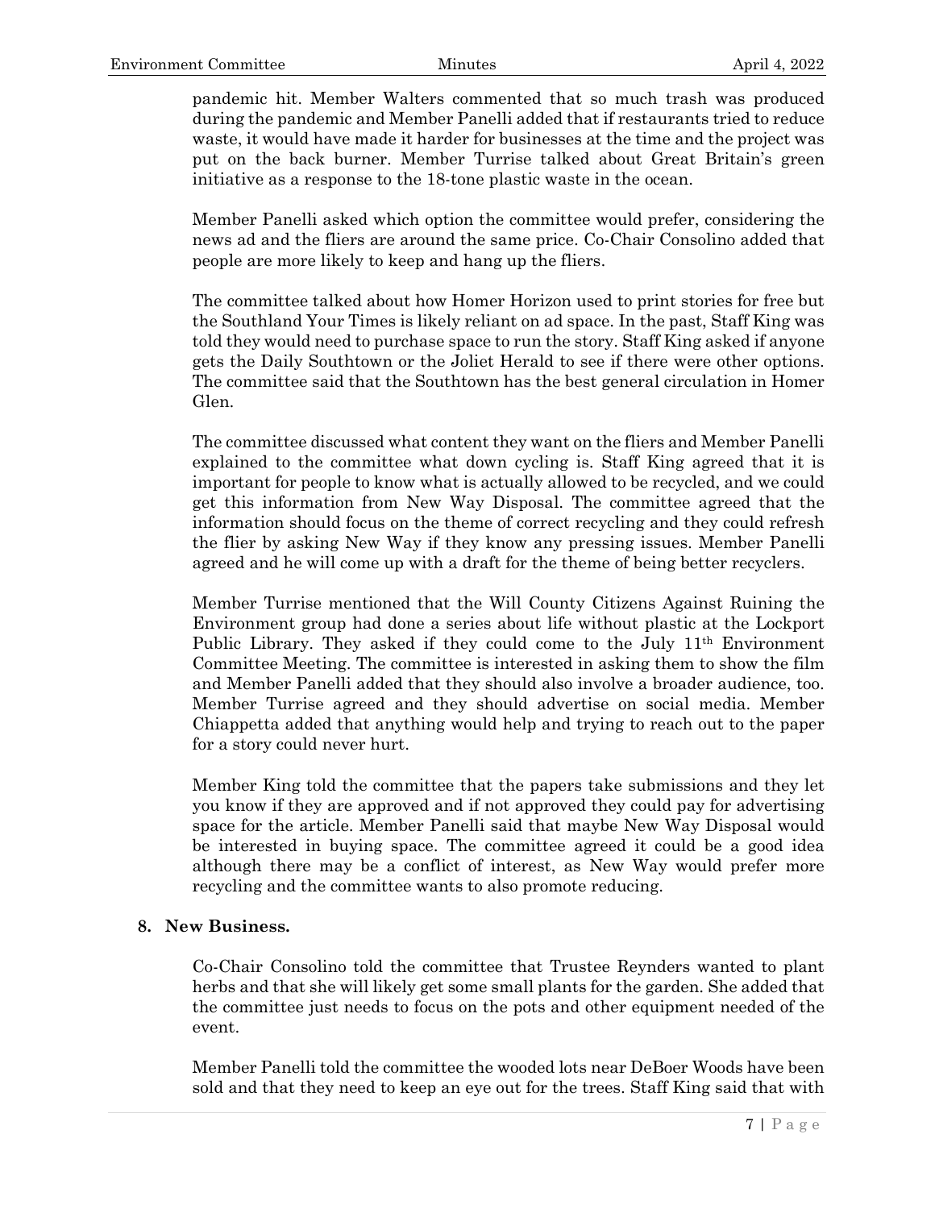pandemic hit. Member Walters commented that so much trash was produced during the pandemic and Member Panelli added that if restaurants tried to reduce waste, it would have made it harder for businesses at the time and the project was put on the back burner. Member Turrise talked about Great Britain's green initiative as a response to the 18-tone plastic waste in the ocean.

Member Panelli asked which option the committee would prefer, considering the news ad and the fliers are around the same price. Co-Chair Consolino added that people are more likely to keep and hang up the fliers.

The committee talked about how Homer Horizon used to print stories for free but the Southland Your Times is likely reliant on ad space. In the past, Staff King was told they would need to purchase space to run the story. Staff King asked if anyone gets the Daily Southtown or the Joliet Herald to see if there were other options. The committee said that the Southtown has the best general circulation in Homer Glen.

The committee discussed what content they want on the fliers and Member Panelli explained to the committee what down cycling is. Staff King agreed that it is important for people to know what is actually allowed to be recycled, and we could get this information from New Way Disposal. The committee agreed that the information should focus on the theme of correct recycling and they could refresh the flier by asking New Way if they know any pressing issues. Member Panelli agreed and he will come up with a draft for the theme of being better recyclers.

Member Turrise mentioned that the Will County Citizens Against Ruining the Environment group had done a series about life without plastic at the Lockport Public Library. They asked if they could come to the July 11th Environment Committee Meeting. The committee is interested in asking them to show the film and Member Panelli added that they should also involve a broader audience, too. Member Turrise agreed and they should advertise on social media. Member Chiappetta added that anything would help and trying to reach out to the paper for a story could never hurt.

Member King told the committee that the papers take submissions and they let you know if they are approved and if not approved they could pay for advertising space for the article. Member Panelli said that maybe New Way Disposal would be interested in buying space. The committee agreed it could be a good idea although there may be a conflict of interest, as New Way would prefer more recycling and the committee wants to also promote reducing.

**8. New Business.**

Co-Chair Consolino told the committee that Trustee Reynders wanted to plant herbs and that she will likely get some small plants for the garden. She added that the committee just needs to focus on the pots and other equipment needed of the event.

Member Panelli told the committee the wooded lots near DeBoer Woods have been sold and that they need to keep an eye out for the trees. Staff King said that with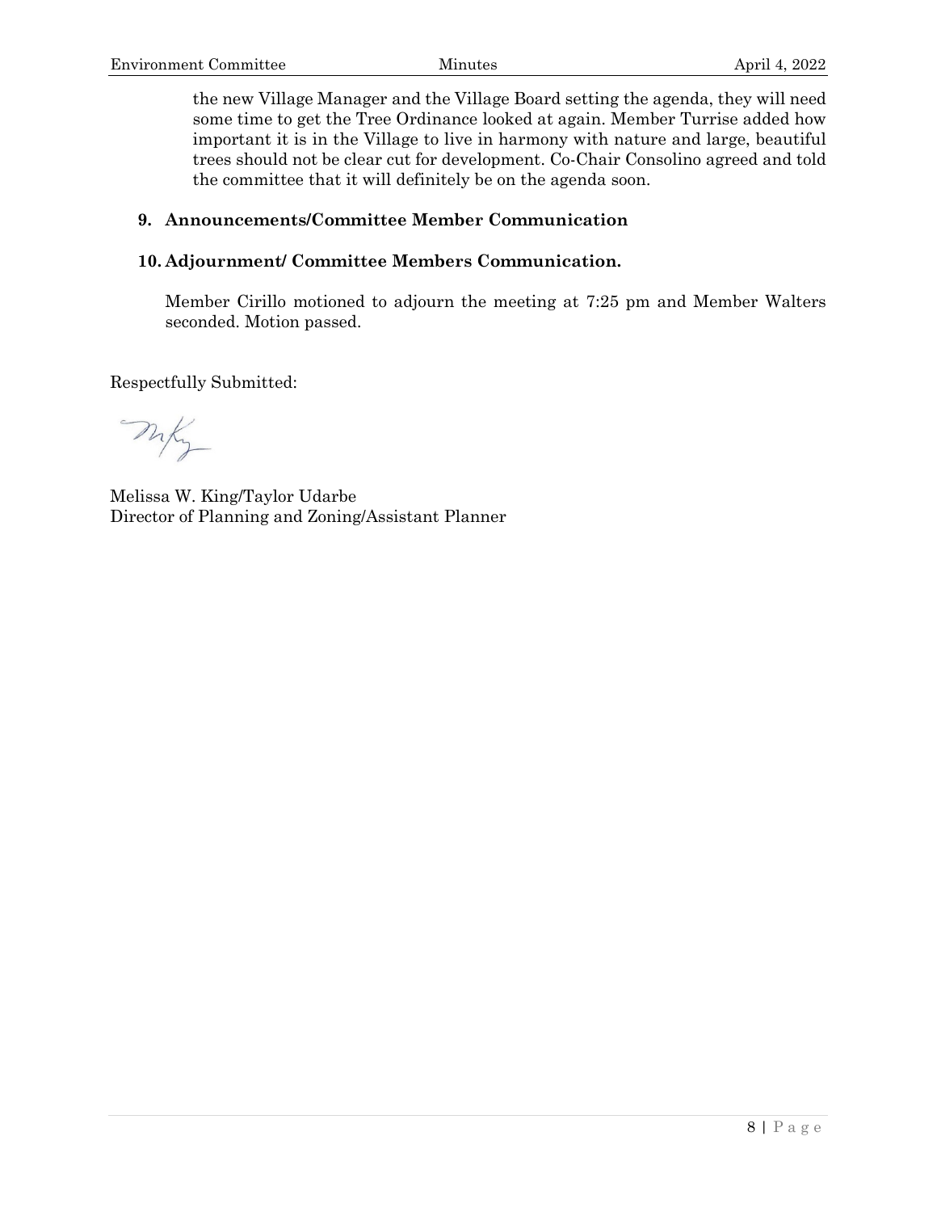the new Village Manager and the Village Board setting the agenda, they will need some time to get the Tree Ordinance looked at again. Member Turrise added how important it is in the Village to live in harmony with nature and large, beautiful trees should not be clear cut for development. Co-Chair Consolino agreed and told the committee that it will definitely be on the agenda soon.

**9. Announcements/Committee Member Communication**

**10. Adjournment/ Committee Members Communication.**

Member Cirillo motioned to adjourn the meeting at 7:25 pm and Member Walters seconded. Motion passed.

Respectfully Submitted:

Melissa W. King/Taylor Udarbe
Director of Planning and Zoning/Assistant Planner